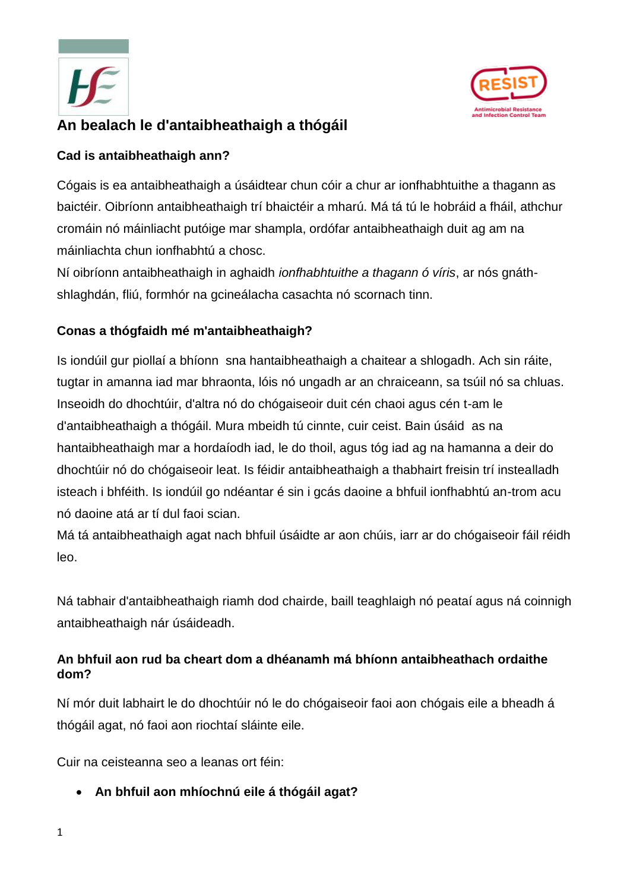# An bealach le d'antaibheathaigh a thógáil

## Cad is antaibheathaigh ann?

Cógais is ea antaibheathaigh a úsáidtear chun cóir a chur ar ionfhabhtuithe a thagann as baictéir. Oibríonn antaibheathaigh trí bhaictéir a mharú. Má tá tú le hobráid a fháil, athchur cromáin nó máinliacht putóige mar shampla, ordófar antaibheathaigh duit ag am na máinliachta chun ionfhabhtú a chosc.

Ní oibríonn antaibheathaigh in aghaidh *ionfhabhtuithe a thagann ó víris*, ar nós gnáth-shlaghdán, fliú, formhór na gcineálacha casachta nó scornach tinn.

## Conas a thógfaidh mé m'antaibheathaigh?

Is iondúil gur piollaí a bhíonn sna hantaibheathaigh a chaitear a shlogadh. Ach sin ráite, tugtar in amanna iad mar bhraonta, lóis nó ungadh ar an chraiceann, sa tsúil nó sa chluas. Inseoidh do dhochtúir, d'altra nó do chógaiseoir duit cén chaoi agus cén t-am le d'antaibheathaigh a thógáil. Mura mbeidh tú cinnte, cuir ceist. Bain úsáid as na hantaibheathaigh mar a hordaíodh iad, le do thoil, agus tóg iad ag na hamanna a deir do dhochtúir nó do chógaiseoir leat. Is féidir antaibheathaigh a thabhairt freisin trí instealladh isteach i bhféith. Is iondúil go ndéantar é sin i gcás daoine a bhfuil ionfhabhtú an-trom acu nó daoine atá ar tí dul faoi scian.

Má tá antaibheathaigh agat nach bhfuil úsáidte ar aon chúis, iarr ar do chógaiseoir fáil réidh leo.

Ná tabhair d'antaibheathaigh riamh dod chairde, baill teaghlaigh nó peataí agus ná coinnigh antaibheathaigh nár úsáideadh.

## An bhfuil aon rud ba cheart dom a dhéanamh má bhíonn antaibheathach ordaithe dom?

Ní mór duit labhairt le do dhochtúir nó le do chógaiseoir faoi aon chógais eile a bheadh á thógáil agat, nó faoi aon riochtaí sláinte eile.

Cuir na ceisteanna seo a leanas ort féin:

- **An bhfuil aon mhíochnú eile á thógáil agat?**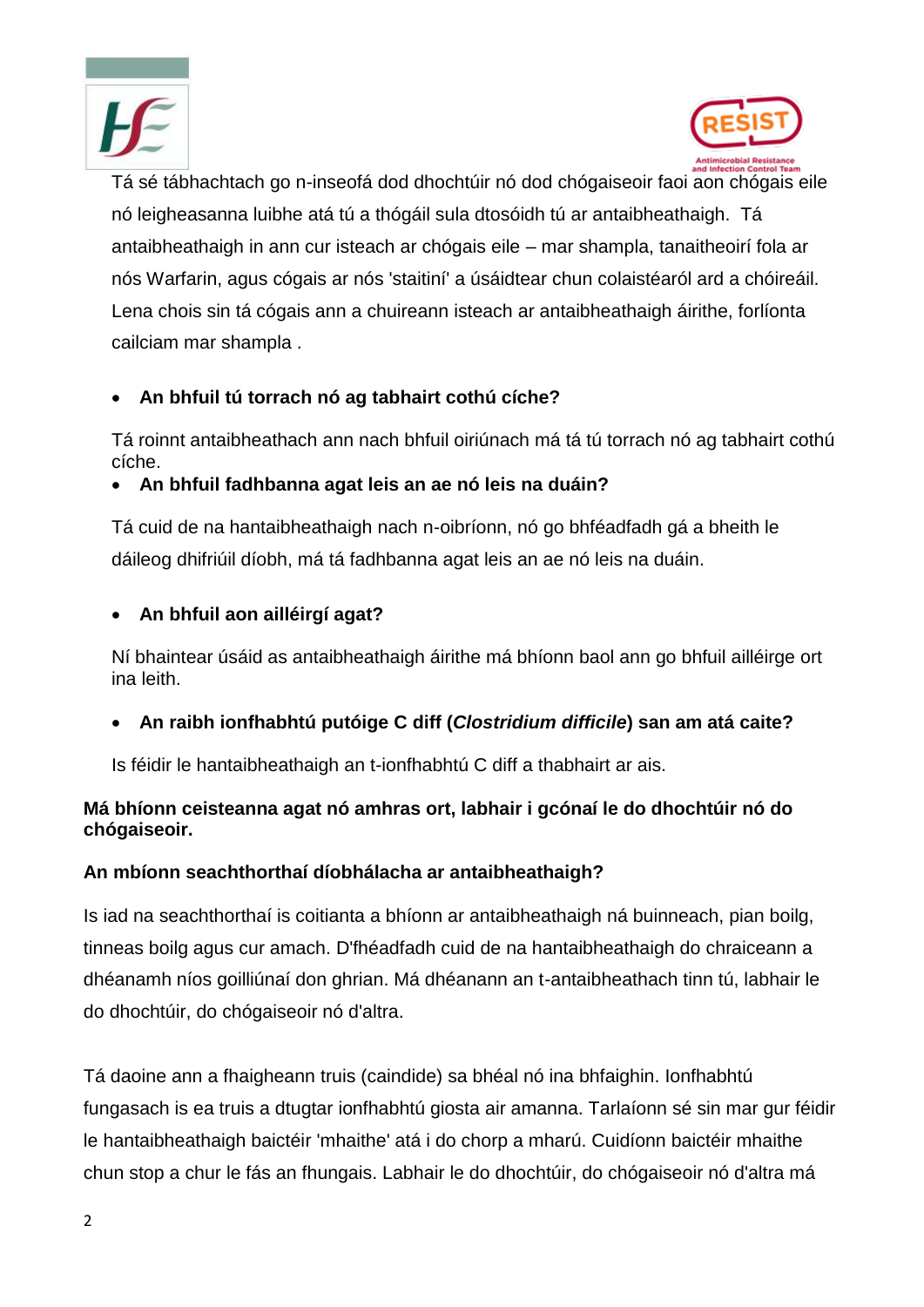Tá sé tábhachtach go n-inseofá dod dhochtúir nó dod chógaiseoir faoi aon chógais eile nó leigheasanna luibhe atá tú a thógáil sula dtosóidh tú ar antaibheathaigh. Tá antaibheathaigh in ann cur isteach ar chógais eile – mar shampla, tanaitheoirí fola ar nós Warfarin, agus cógais ar nós 'staitiní' a úsáidtear chun colaistéaról ard a chóireáil. Lena chois sin tá cógais ann a chuireann isteach ar antaibheathaigh áirithe, forlíonta cailciam mar shampla .

- **An bhfuil tú torrach nó ag tabhairt cothú cíche?**

  Tá roinnt antaibheathach ann nach bhfuil oiriúnach má tá tú torrach nó ag tabhairt cothú cíche.

- **An bhfuil fadhbanna agat leis an ae nó leis na duáin?**

  Tá cuid de na hantaibheathaigh nach n-oibríonn, nó go bhféadfadh gá a bheith le dáileog dhifriúil díobh, má tá fadhbanna agat leis an ae nó leis na duáin.

- **An bhfuil aon ailléirgí agat?**

  Ní bhaintear úsáid as antaibheathaigh áirithe má bhíonn baol ann go bhfuil ailléirge ort ina leith.

- **An raibh ionfhabhtú putóige C diff (*Clostridium difficile*) san am atá caite?**

  Is féidir le hantaibheathaigh an t-ionfhabhtú C diff a thabhairt ar ais.

**Má bhíonn ceisteanna agat nó amhras ort, labhair i gcónaí le do dhochtúir nó do chógaiseoir.**

**An mbíonn seachthorthaí díobhálacha ar antaibheathaigh?**

Is iad na seachthorthaí is coitianta a bhíonn ar antaibheathaigh ná buinneach, pian boilg, tinneas boilg agus cur amach. D'fhéadfadh cuid de na hantaibheathaigh do chraiceann a dhéanamh níos goilliúnaí don ghrian. Má dhéanann an t-antaibheathach tinn tú, labhair le do dhochtúir, do chógaiseoir nó d'altra.

Tá daoine ann a fhaigheann truis (caindide) sa bhéal nó ina bhfaighin. Ionfhabhtú fungasach is ea truis a dtugtar ionfhabhtú giosta air amanna. Tarlaíonn sé sin mar gur féidir le hantaibheathaigh baictéir 'mhaithe' atá i do chorp a mharú. Cuidíonn baictéir mhaithe chun stop a chur le fás an fhungais. Labhair le do dhochtúir, do chógaiseoir nó d'altra má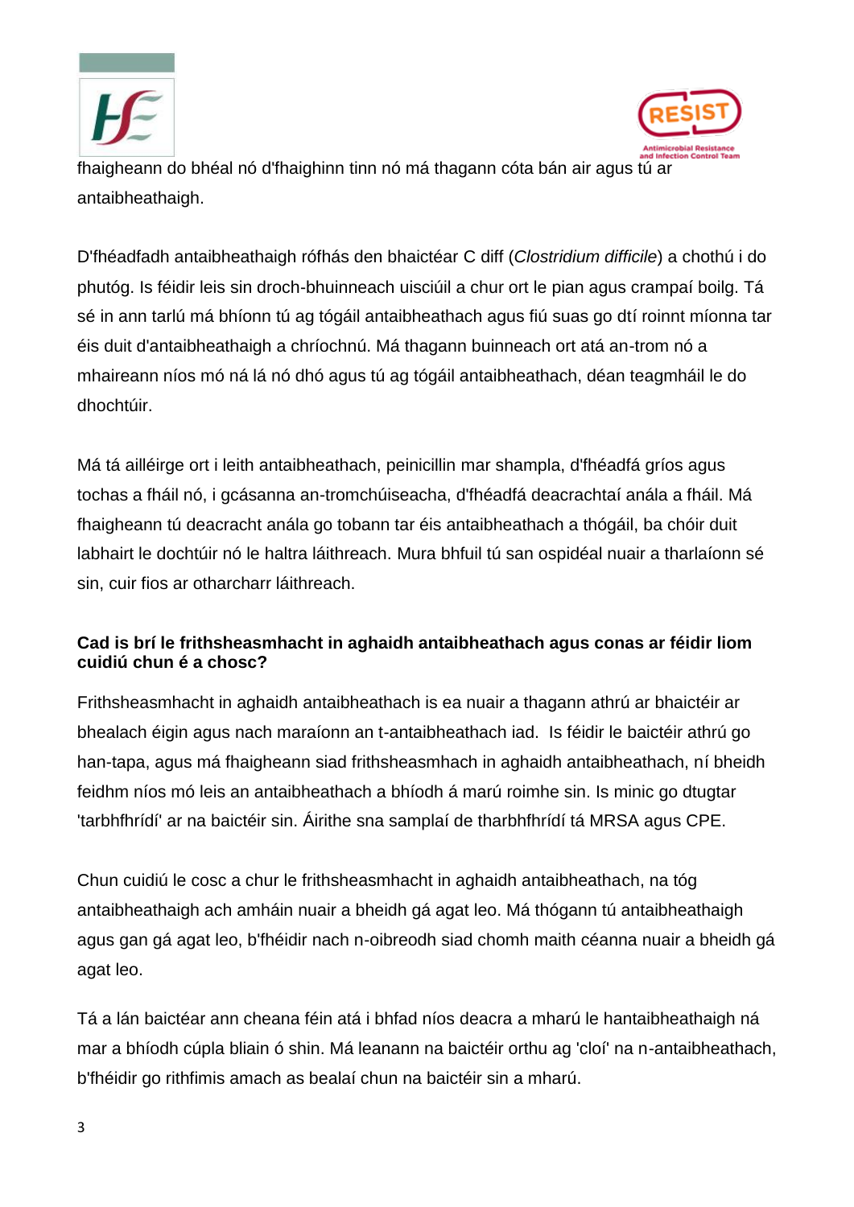fhaigheann do bhéal nó d'fhaighinn tinn nó má thagann cóta bán air agus tú ar antaibheathaigh.

D'fhéadfadh antaibheathaigh rófhás den bhaictéar C diff (*Clostridium difficile*) a chothú i do phutóg. Is féidir leis sin droch-bhuinneach uisciúil a chur ort le pian agus crampaí boilg. Tá sé in ann tarlú má bhíonn tú ag tógáil antaibheathach agus fiú suas go dtí roinnt míonna tar éis duit d'antaibheathaigh a chríochnú. Má thagann buinneach ort atá an-trom nó a mhaireann níos mó ná lá nó dhó agus tú ag tógáil antaibheathach, déan teagmháil le do dhochtúir.

Má tá ailléirge ort i leith antaibheathach, peinicillin mar shampla, d'fhéadfá gríos agus tochas a fháil nó, i gcásanna an-tromchúiseacha, d'fhéadfá deacrachtaí anála a fháil. Má fhaigheann tú deacracht anála go tobann tar éis antaibheathach a thógáil, ba chóir duit labhairt le dochtúir nó le haltra láithreach. Mura bhfuil tú san ospidéal nuair a tharlaíonn sé sin, cuir fios ar otharcharr láithreach.

**Cad is brí le frithsheasmhacht in aghaidh antaibheathach agus conas ar féidir liom cuidiú chun é a chosc?**

Frithsheasmhacht in aghaidh antaibheathach is ea nuair a thagann athrú ar bhaictéir ar bhealach éigin agus nach maraíonn an t-antaibheathach iad.  Is féidir le baictéir athrú go han-tapa, agus má fhaigheann siad frithsheasmhach in aghaidh antaibheathach, ní bheidh feidhm níos mó leis an antaibheathach a bhíodh á marú roimhe sin. Is minic go dtugtar 'tarbhfhrídí' ar na baictéir sin. Áirithe sna samplaí de tharbhfhrídí tá MRSA agus CPE.

Chun cuidiú le cosc a chur le frithsheasmhacht in aghaidh antaibheathach, na tóg antaibheathaigh ach amháin nuair a bheidh gá agat leo. Má thógann tú antaibheathaigh agus gan gá agat leo, b'fhéidir nach n-oibreodh siad chomh maith céanna nuair a bheidh gá agat leo.

Tá a lán baictéar ann cheana féin atá i bhfad níos deacra a mharú le hantaibheathaigh ná mar a bhíodh cúpla bliain ó shin. Má leanann na baictéir orthu ag 'cloí' na n-antaibheathach, b'fhéidir go rithfimis amach as bealaí chun na baictéir sin a mharú.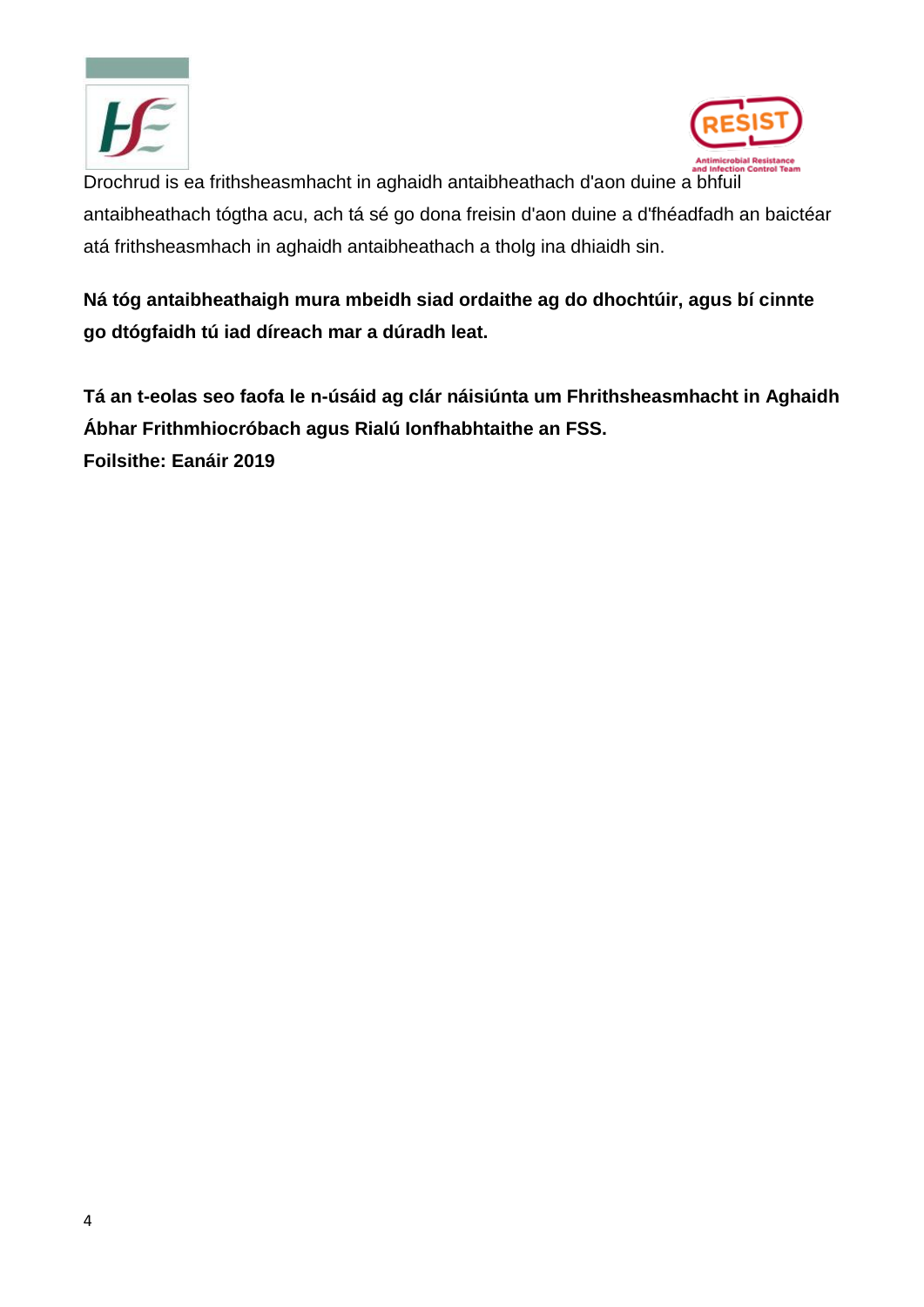Drochrud is ea frithsheasmhacht in aghaidh antaibheathach d'aon duine a bhfuil antaibheathach tógtha acu, ach tá sé go dona freisin d'aon duine a d'fhéadfadh an baictéar atá frithsheasmhach in aghaidh antaibheathach a tholg ina dhiaidh sin.

**Ná tóg antaibheathaigh mura mbeidh siad ordaithe ag do dhochtúir, agus bí cinnte go dtógfaidh tú iad díreach mar a dúradh leat.**

**Tá an t-eolas seo faofa le n-úsáid ag clár náisiúnta um Fhrithsheasmhacht in Aghaidh Ábhar Frithmhiocróbach agus Rialú Ionfhabhtaithe an FSS.**
**Foilsithe: Eanáir 2019**